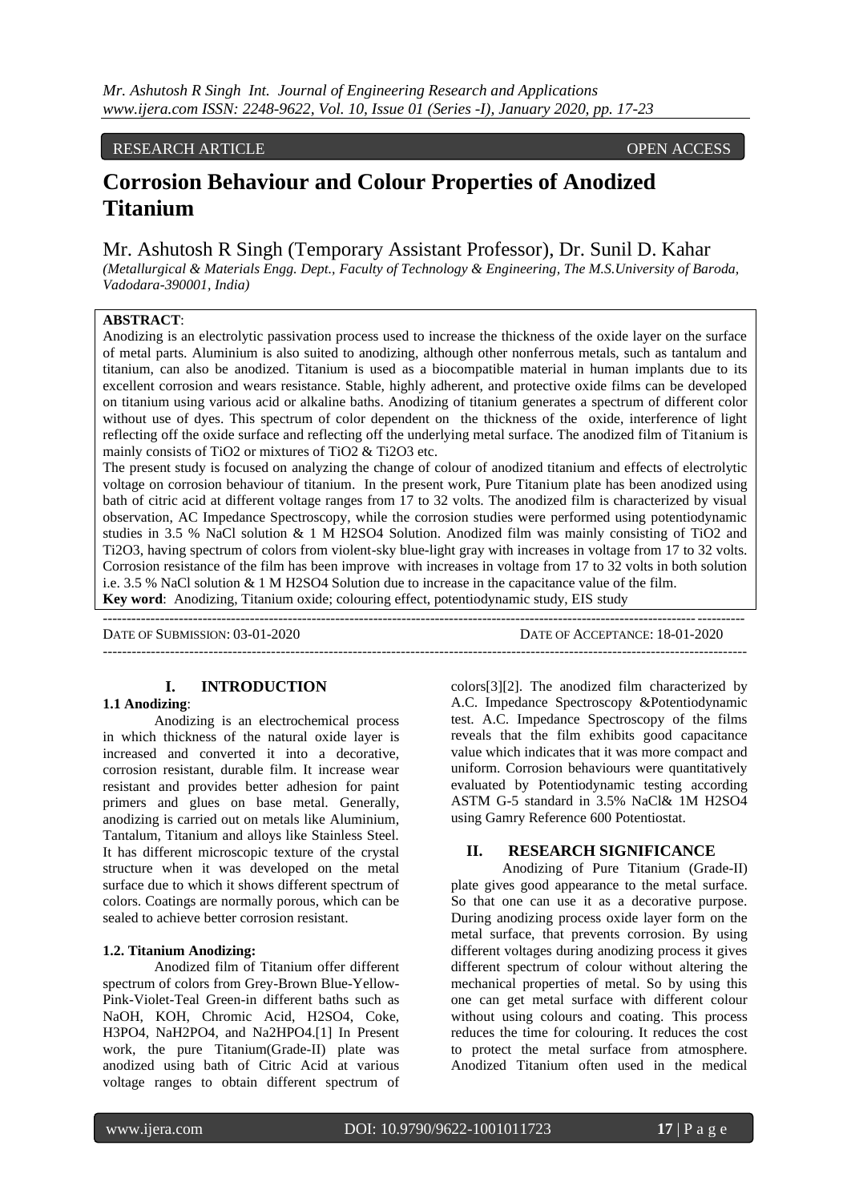RESEARCH ARTICLE OPEN ACCESS

# Corrosion Behaviour and Colour Properties of Anodized Titanium

Mr. Ashutosh R Singh (Temporary Assistant Professor), Dr. Sunil D. Kahar

*(Metallurgical & Materials Engg. Dept., Faculty of Technology & Engineering, The M.S.University of Baroda, Vadodara-390001, India)*

**ABSTRACT**:

Anodizing is an electrolytic passivation process used to increase the thickness of the oxide layer on the surface of metal parts. Aluminium is also suited to anodizing, although other nonferrous metals, such as tantalum and titanium, can also be anodized. Titanium is used as a biocompatible material in human implants due to its excellent corrosion and wears resistance. Stable, highly adherent, and protective oxide films can be developed on titanium using various acid or alkaline baths. Anodizing of titanium generates a spectrum of different color without use of dyes. This spectrum of color dependent on the thickness of the oxide, interference of light reflecting off the oxide surface and reflecting off the underlying metal surface. The anodized film of Titanium is mainly consists of $TiO_2$ or mixtures of $TiO_2$ & $Ti_2O_3$ etc.

The present study is focused on analyzing the change of colour of anodized titanium and effects of electrolytic voltage on corrosion behaviour of titanium. In the present work, Pure Titanium plate has been anodized using bath of citric acid at different voltage ranges from 17 to 32 volts. The anodized film is characterized by visual observation, AC Impedance Spectroscopy, while the corrosion studies were performed using potentiodynamic studies in 3.5 % NaCl solution & 1 M $H_2SO_4$ Solution. Anodized film was mainly consisting of $TiO_2$ and $Ti_2O_3$, having spectrum of colors from violent-sky blue-light gray with increases in voltage from 17 to 32 volts. Corrosion resistance of the film has been improve with increases in voltage from 17 to 32 volts in both solution i.e. 3.5 % NaCl solution & 1 M $H_2SO_4$ Solution due to increase in the capacitance value of the film.

**Key word**: Anodizing, Titanium oxide; colouring effect, potentiodynamic study, EIS study

---

DATE OF SUBMISSION: 03-01-2020 DATE OF ACCEPTANCE: 18-01-2020

---

## I. INTRODUCTION

### 1.1 Anodizing:

Anodizing is an electrochemical process in which thickness of the natural oxide layer is increased and converted it into a decorative, corrosion resistant, durable film. It increase wear resistant and provides better adhesion for paint primers and glues on base metal. Generally, anodizing is carried out on metals like Aluminium, Tantalum, Titanium and alloys like Stainless Steel. It has different microscopic texture of the crystal structure when it was developed on the metal surface due to which it shows different spectrum of colors. Coatings are normally porous, which can be sealed to achieve better corrosion resistant.

### 1.2. Titanium Anodizing:

Anodized film of Titanium offer different spectrum of colors from Grey-Brown Blue-Yellow-Pink-Violet-Teal Green-in different baths such as NaOH, KOH, Chromic Acid, $H_2SO_4$, Coke, $H_3PO_4$, $NaH_2PO_4$, and $Na_2HPO_4$.[1] In Present work, the pure Titanium(Grade-II) plate was anodized using bath of Citric Acid at various voltage ranges to obtain different spectrum of colors[3][2]. The anodized film characterized by A.C. Impedance Spectroscopy &Potentiodynamic test. A.C. Impedance Spectroscopy of the films reveals that the film exhibits good capacitance value which indicates that it was more compact and uniform. Corrosion behaviours were quantitatively evaluated by Potentiodynamic testing according ASTM G-5 standard in 3.5% NaCl& 1M $H_2SO_4$ using Gamry Reference 600 Potentiostat.

## II. RESEARCH SIGNIFICANCE

Anodizing of Pure Titanium (Grade-II) plate gives good appearance to the metal surface. So that one can use it as a decorative purpose. During anodizing process oxide layer form on the metal surface, that prevents corrosion. By using different voltages during anodizing process it gives different spectrum of colour without altering the mechanical properties of metal. So by using this one can get metal surface with different colour without using colours and coating. This process reduces the time for colouring. It reduces the cost to protect the metal surface from atmosphere. Anodized Titanium often used in the medical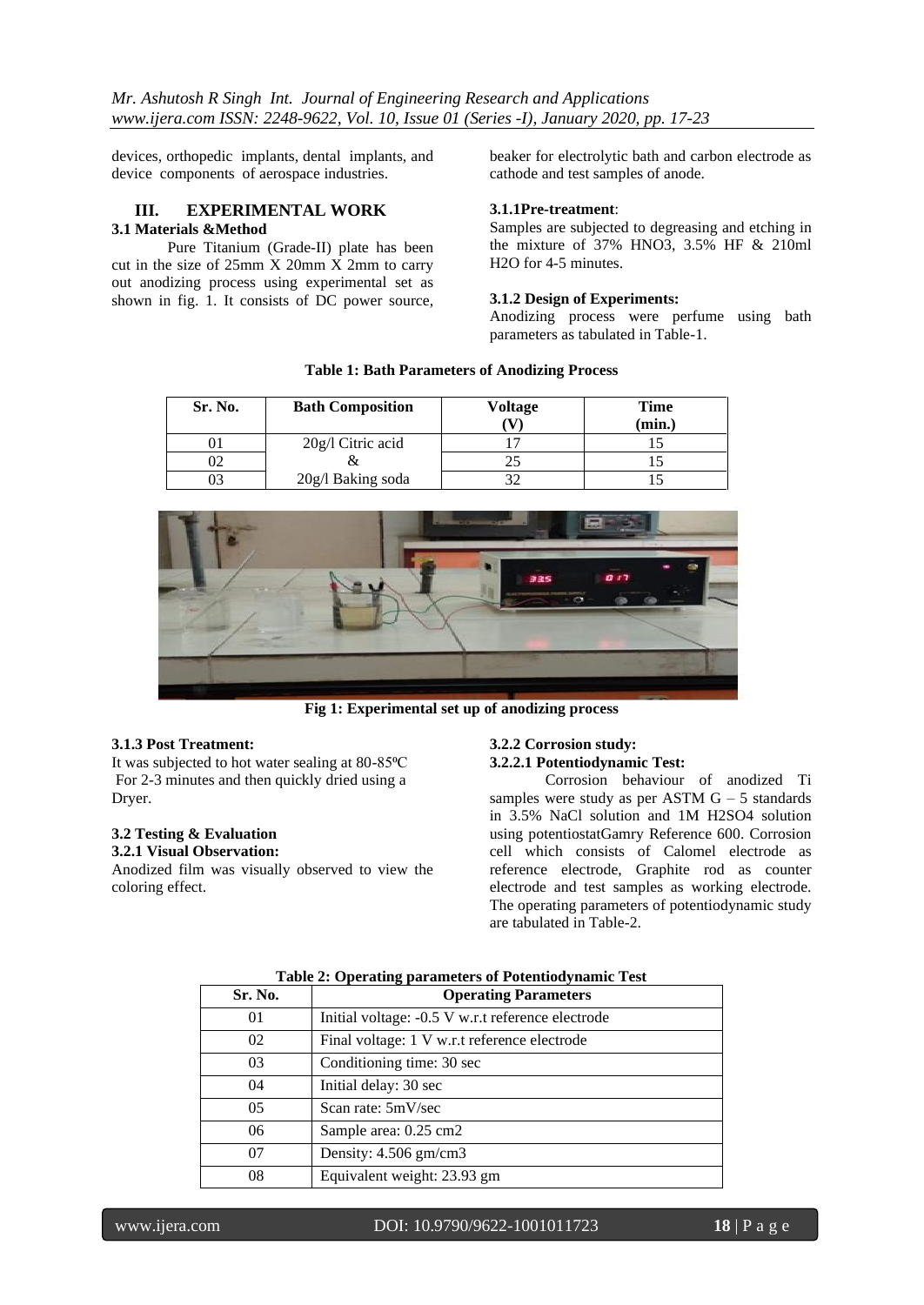devices, orthopedic implants, dental implants, and device components of aerospace industries.

## III. EXPERIMENTAL WORK

### 3.1 Materials &Method

Pure Titanium (Grade-II) plate has been cut in the size of 25mm X 20mm X 2mm to carry out anodizing process using experimental set as shown in fig. 1. It consists of DC power source, beaker for electrolytic bath and carbon electrode as cathode and test samples of anode.

**3.1.1Pre-treatment**:

Samples are subjected to degreasing and etching in the mixture of 37% $HNO_3$, 3.5% HF & 210ml $H_2O$ for 4-5 minutes.

**3.1.2 Design of Experiments:**

Anodizing process were perfume using bath parameters as tabulated in Table-1.

**Table 1: Bath Parameters of Anodizing Process**

| Sr. No. | Bath Composition | Voltage (V) | Time (min.) |
|---|---|---|---|
| 01 | 20g/l Citric acid | 17 | 15 |
| 02 | & | 25 | 15 |
| 03 | 20g/l Baking soda | 32 | 15 |

**Fig 1: Experimental set up of anodizing process**

**3.1.3 Post Treatment:**

It was subjected to hot water sealing at 80-85ºC For 2-3 minutes and then quickly dried using a Dryer.

### 3.2 Testing & Evaluation

**3.2.1 Visual Observation:**

Anodized film was visually observed to view the coloring effect.

**3.2.2 Corrosion study:**

**3.2.2.1 Potentiodynamic Test:**

Corrosion behaviour of anodized Ti samples were study as per ASTM G – 5 standards in 3.5% NaCl solution and 1M $H_2SO_4$ solution using potentiostatGamry Reference 600. Corrosion cell which consists of Calomel electrode as reference electrode, Graphite rod as counter electrode and test samples as working electrode. The operating parameters of potentiodynamic study are tabulated in Table-2.

**Table 2: Operating parameters of Potentiodynamic Test**

| Sr. No. | Operating Parameters |
|---|---|
| 01 | Initial voltage: -0.5 V w.r.t reference electrode |
| 02 | Final voltage: 1 V w.r.t reference electrode |
| 03 | Conditioning time: 30 sec |
| 04 | Initial delay: 30 sec |
| 05 | Scan rate: 5mV/sec |
| 06 | Sample area: 0.25 cm2 |
| 07 | Density: 4.506 gm/cm3 |
| 08 | Equivalent weight: 23.93 gm |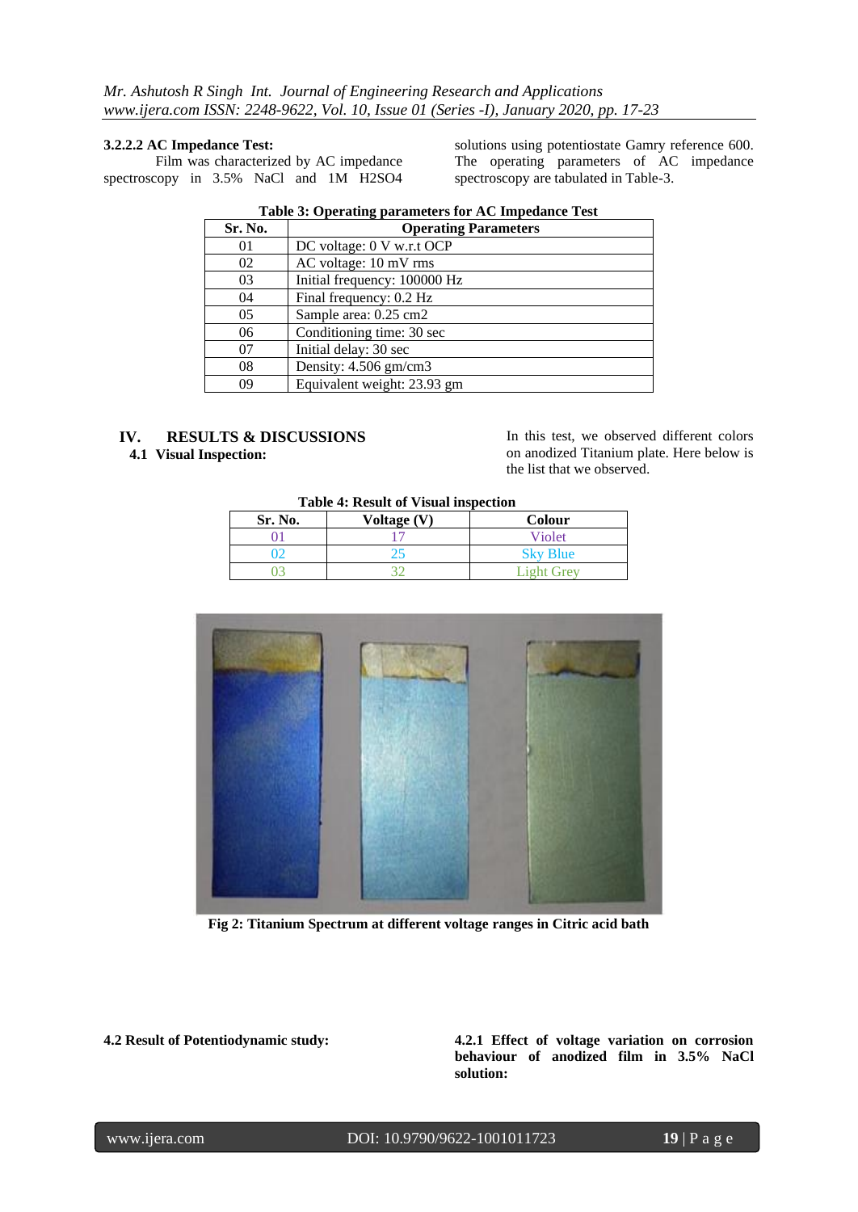#### 3.2.2.2 AC Impedance Test:

Film was characterized by AC impedance spectroscopy in 3.5% NaCl and 1M $H_2SO_4$ solutions using potentiostate Gamry reference 600. The operating parameters of AC impedance spectroscopy are tabulated in Table-3.

**Table 3: Operating parameters for AC Impedance Test**

| Sr. No. | Operating Parameters |
|---|---|
| 01 | DC voltage: 0 V w.r.t OCP |
| 02 | AC voltage: 10 mV rms |
| 03 | Initial frequency: 100000 Hz |
| 04 | Final frequency: 0.2 Hz |
| 05 | Sample area: 0.25 cm2 |
| 06 | Conditioning time: 30 sec |
| 07 | Initial delay: 30 sec |
| 08 | Density: 4.506 gm/cm3 |
| 09 | Equivalent weight: 23.93 gm |

## IV. RESULTS & DISCUSSIONS

### 4.1 Visual Inspection:

In this test, we observed different colors on anodized Titanium plate. Here below is the list that we observed.

**Table 4: Result of Visual inspection**

| Sr. No. | Voltage (V) | Colour |
|---|---|---|
| 01 | 17 | Violet |
| 02 | 25 | Sky Blue |
| 03 | 32 | Light Grey |

**Fig 2: Titanium Spectrum at different voltage ranges in Citric acid bath**

### 4.2 Result of Potentiodynamic study:

#### 4.2.1 Effect of voltage variation on corrosion behaviour of anodized film in 3.5% NaCl solution: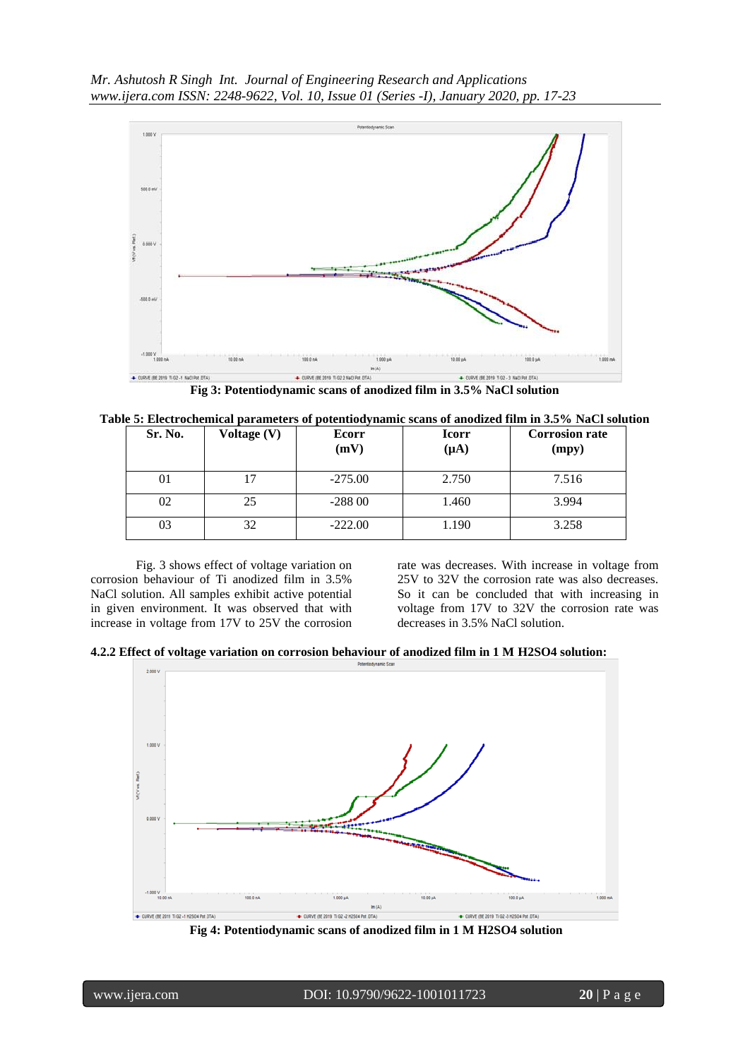Fig 3: Potentiodynamic scans of anodized film in 3.5% NaCl solution

**Table 5: Electrochemical parameters of potentiodynamic scans of anodized film in 3.5% NaCl solution**

| Sr. No. | Voltage (V) | Ecorr (mV) | Icorr (μA) | Corrosion rate (mpy) |
|---|---|---|---|---|
| 01 | 17 | -275.00 | 2.750 | 7.516 |
| 02 | 25 | -288 00 | 1.460 | 3.994 |
| 03 | 32 | -222.00 | 1.190 | 3.258 |

Fig. 3 shows effect of voltage variation on corrosion behaviour of Ti anodized film in 3.5% NaCl solution. All samples exhibit active potential in given environment. It was observed that with increase in voltage from 17V to 25V the corrosion rate was decreases. With increase in voltage from 25V to 32V the corrosion rate was also decreases. So it can be concluded that with increasing in voltage from 17V to 32V the corrosion rate was decreases in 3.5% NaCl solution.

**4.2.2 Effect of voltage variation on corrosion behaviour of anodized film in 1 M H2SO4 solution:**

Fig 4: Potentiodynamic scans of anodized film in 1 M H2SO4 solution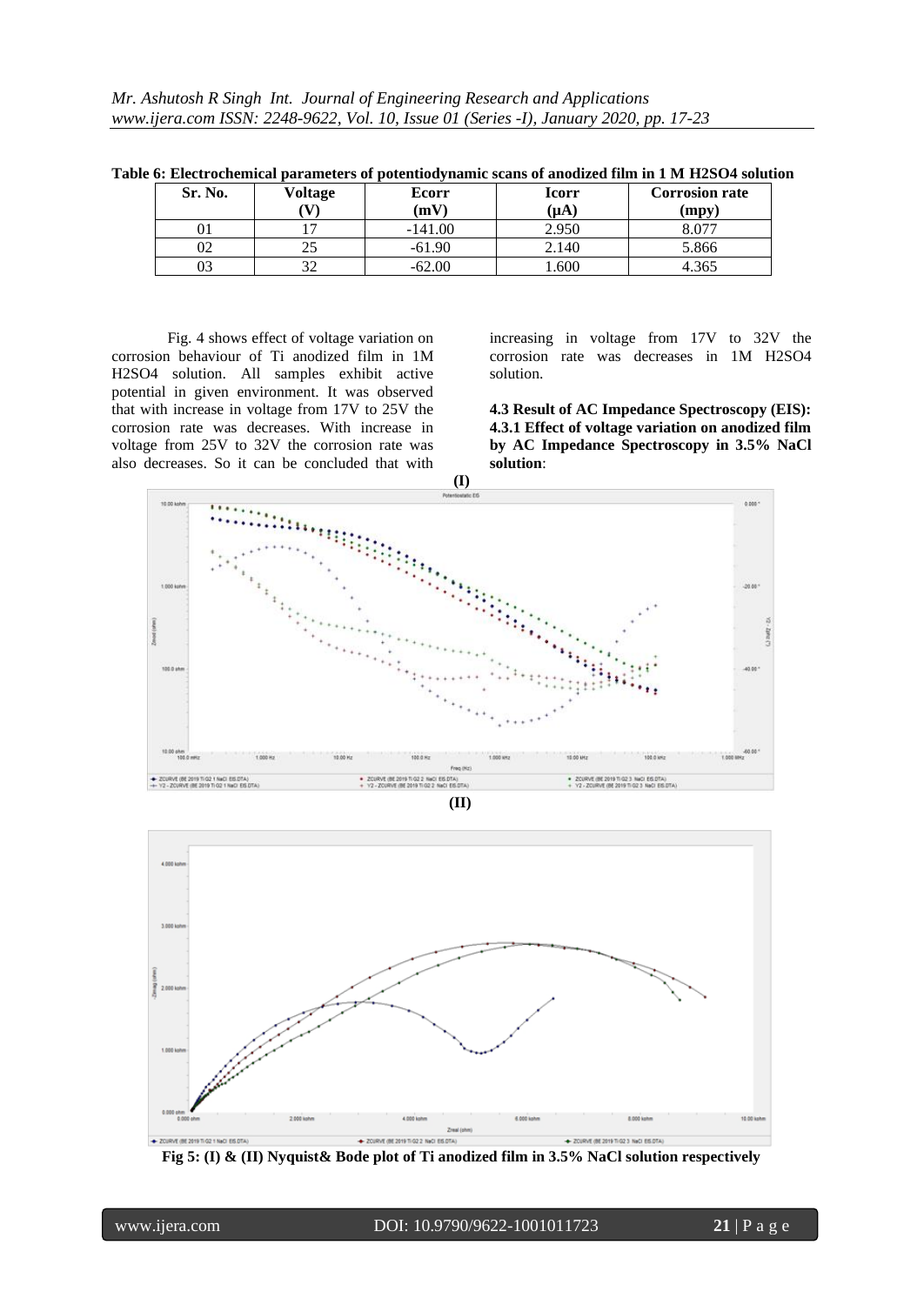**Table 6: Electrochemical parameters of potentiodynamic scans of anodized film in 1 M H2SO4 solution**

| Sr. No. | Voltage (V) | Ecorr (mV) | Icorr (μA) | Corrosion rate (mpy) |
|---|---|---|---|---|
| 01 | 17 | -141.00 | 2.950 | 8.077 |
| 02 | 25 | -61.90 | 2.140 | 5.866 |
| 03 | 32 | -62.00 | 1.600 | 4.365 |

Fig. 4 shows effect of voltage variation on corrosion behaviour of Ti anodized film in 1M H2SO4 solution. All samples exhibit active potential in given environment. It was observed that with increase in voltage from 17V to 25V the corrosion rate was decreases. With increase in voltage from 25V to 32V the corrosion rate was also decreases. So it can be concluded that with increasing in voltage from 17V to 32V the corrosion rate was decreases in 1M H2SO4 solution.

**4.3 Result of AC Impedance Spectroscopy (EIS):**
**4.3.1 Effect of voltage variation on anodized film by AC Impedance Spectroscopy in 3.5% NaCl solution**:

(I)

(II)

**Fig 5: (I) & (II) Nyquist& Bode plot of Ti anodized film in 3.5% NaCl solution respectively**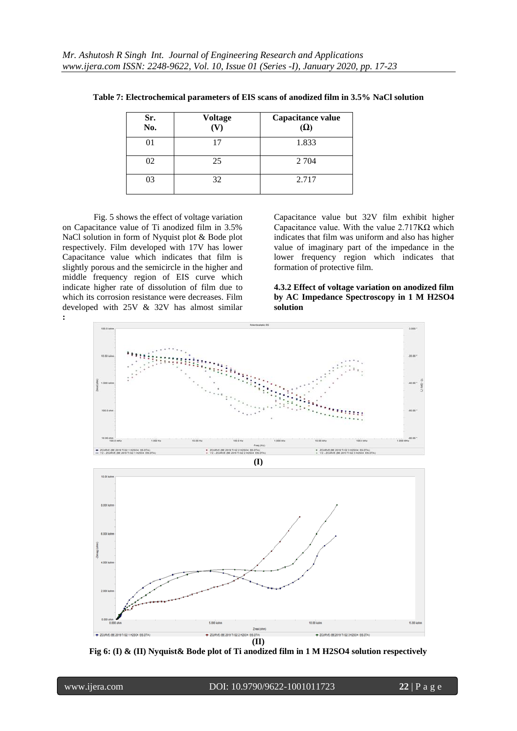**Table 7: Electrochemical parameters of EIS scans of anodized film in 3.5% NaCl solution**

| Sr. No. | Voltage (V) | Capacitance value (Ω) |
|---|---|---|
| 01 | 17 | 1.833 |
| 02 | 25 | 2 704 |
| 03 | 32 | 2.717 |

Fig. 5 shows the effect of voltage variation on Capacitance value of Ti anodized film in 3.5% NaCl solution in form of Nyquist plot & Bode plot respectively. Film developed with 17V has lower Capacitance value which indicates that film is slightly porous and the semicircle in the higher and middle frequency region of EIS curve which indicate higher rate of dissolution of film due to which its corrosion resistance were decreases. Film developed with 25V & 32V has almost similar Capacitance value but 32V film exhibit higher Capacitance value. With the value 2.717KΩ which indicates that film was uniform and also has higher value of imaginary part of the impedance in the lower frequency region which indicates that formation of protective film.

:

#### 4.3.2 Effect of voltage variation on anodized film by AC Impedance Spectroscopy in 1 M H2SO4 solution

(I)

(II)

**Fig 6: (I) & (II) Nyquist& Bode plot of Ti anodized film in 1 M H2SO4 solution respectively**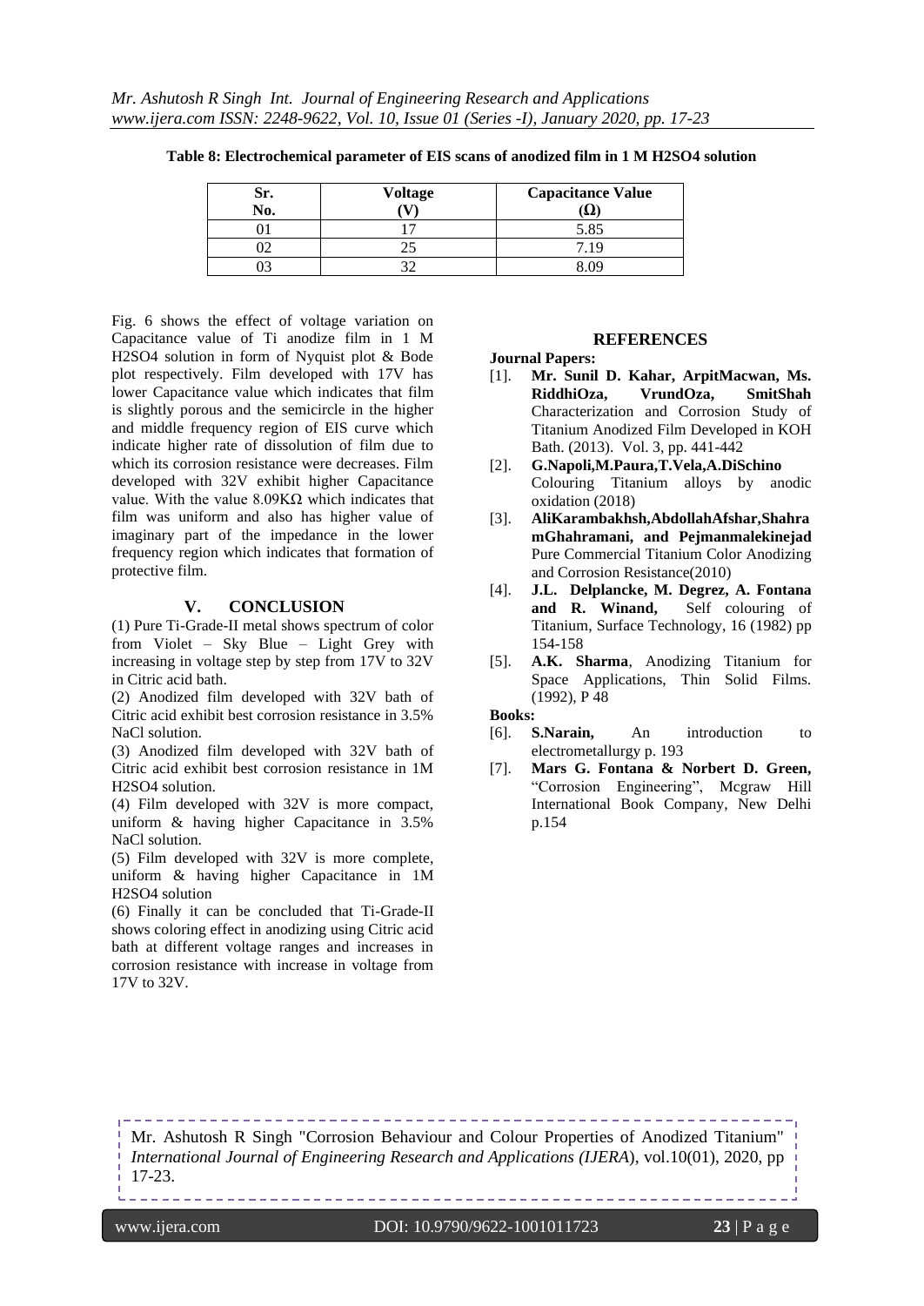**Table 8: Electrochemical parameter of EIS scans of anodized film in 1 M H2SO4 solution**

| Sr. No. | Voltage (V) | Capacitance Value (Ω) |
|---|---|---|
| 01 | 17 | 5.85 |
| 02 | 25 | 7.19 |
| 03 | 32 | 8.09 |

Fig. 6 shows the effect of voltage variation on Capacitance value of Ti anodize film in 1 M H2SO4 solution in form of Nyquist plot & Bode plot respectively. Film developed with 17V has lower Capacitance value which indicates that film is slightly porous and the semicircle in the higher and middle frequency region of EIS curve which indicate higher rate of dissolution of film due to which its corrosion resistance were decreases. Film developed with 32V exhibit higher Capacitance value. With the value 8.09KΩ which indicates that film was uniform and also has higher value of imaginary part of the impedance in the lower frequency region which indicates that formation of protective film.

## V. CONCLUSION

(1) Pure Ti-Grade-II metal shows spectrum of color from Violet – Sky Blue – Light Grey with increasing in voltage step by step from 17V to 32V in Citric acid bath.

(2) Anodized film developed with 32V bath of Citric acid exhibit best corrosion resistance in 3.5% NaCl solution.

(3) Anodized film developed with 32V bath of Citric acid exhibit best corrosion resistance in 1M H2SO4 solution.

(4) Film developed with 32V is more compact, uniform & having higher Capacitance in 3.5% NaCl solution.

(5) Film developed with 32V is more complete, uniform & having higher Capacitance in 1M H2SO4 solution

(6) Finally it can be concluded that Ti-Grade-II shows coloring effect in anodizing using Citric acid bath at different voltage ranges and increases in corrosion resistance with increase in voltage from 17V to 32V.

## REFERENCES

**Journal Papers:**

[1]. **Mr. Sunil D. Kahar, ArpitMacwan, Ms. RiddhiOza, VrundOza, SmitShah** Characterization and Corrosion Study of Titanium Anodized Film Developed in KOH Bath. (2013). Vol. 3, pp. 441-442

[2]. **G.Napoli,M.Paura,T.Vela,A.DiSchino** Colouring Titanium alloys by anodic oxidation (2018)

[3]. **AliKarambakhsh,AbdollahAfshar,ShahramGhahramani, and Pejmanmalekinejad** Pure Commercial Titanium Color Anodizing and Corrosion Resistance(2010)

[4]. **J.L. Delplancke, M. Degrez, A. Fontana and R. Winand,** Self colouring of Titanium, Surface Technology, 16 (1982) pp 154-158

[5]. **A.K. Sharma**, Anodizing Titanium for Space Applications, Thin Solid Films. (1992), P 48

**Books:**

[6]. **S.Narain,** An introduction to electrometallurgy p. 193

[7]. **Mars G. Fontana & Norbert D. Green,** "Corrosion Engineering", Mcgraw Hill International Book Company, New Delhi p.154

Mr. Ashutosh R Singh "Corrosion Behaviour and Colour Properties of Anodized Titanium" *International Journal of Engineering Research and Applications (IJERA*), vol.10(01), 2020, pp 17-23.